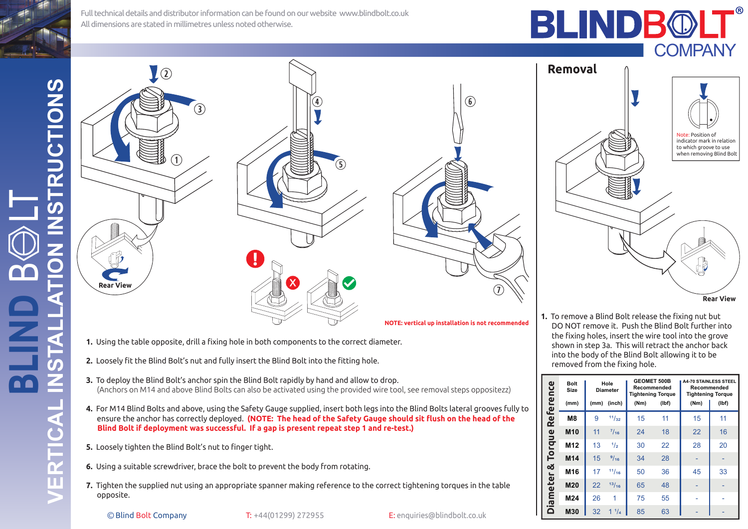Full technical details and distributor information can be found on our website www.blindbolt.co.uk
All dimensions are stated in millimetres unless noted otherwise.

# BLIND BOLT VERTICAL INSTALLATION INSTRUCTIONS

Rear View

NOTE: vertical up installation is not recommended

1. Using the table opposite, drill a fixing hole in both components to the correct diameter.
2. Loosely fit the Blind Bolt's nut and fully insert the Blind Bolt into the fitting hole.
3. To deploy the Blind Bolt's anchor spin the Blind Bolt rapidly by hand and allow to drop.
   (Anchors on M14 and above Blind Bolts can also be activated using the provided wire tool, see removal steps oppositezz)
4. For M14 Blind Bolts and above, using the Safety Gauge supplied, insert both legs into the Blind Bolts lateral grooves fully to ensure the anchor has correctly deployed. **(NOTE: The head of the Safety Gauge should sit flush on the head of the Blind Bolt if deployment was successful. If a gap is present repeat step 1 and re-test.)**
5. Loosely tighten the Blind Bolt's nut to finger tight.
6. Using a suitable screwdriver, brace the bolt to prevent the body from rotating.
7. Tighten the supplied nut using an appropriate spanner making reference to the correct tightening torques in the table opposite.

## Removal

Note: Position of indicator mark in relation to which groove to use when removing Blind Bolt

Rear View

1. To remove a Blind Bolt release the fixing nut but DO NOT remove it. Push the Blind Bolt further into the fixing holes, insert the wire tool into the grove shown in step 3a. This will retract the anchor back into the body of the Blind Bolt allowing it to be removed from the fixing hole.

### Diameter & Torque Reference

| Bolt Size | Hole Diameter | | GEOMET 500B Recommended Tightening Torque | | A4-70 STAINLESS STEEL Recommended Tightening Torque | |
|---|---|---|---|---|---|---|
| (mm) | (mm) | (inch) | (Nm) | (lbf) | (Nm) | (lbf) |
| M8 | 9 | 11/32 | 15 | 11 | 15 | 11 |
| M10 | 11 | 7/16 | 24 | 18 | 22 | 16 |
| M12 | 13 | 1/2 | 30 | 22 | 28 | 20 |
| M14 | 15 | 9/16 | 34 | 28 | - | - |
| M16 | 17 | 11/16 | 50 | 36 | 45 | 33 |
| M20 | 22 | 13/16 | 65 | 48 | - | - |
| M24 | 26 | 1 | 75 | 55 | - | - |
| M30 | 32 | 1 1/4 | 85 | 63 | - | - |

© Blind Bolt Company    T: +44(01299) 272955    E: enquiries@blindbolt.co.uk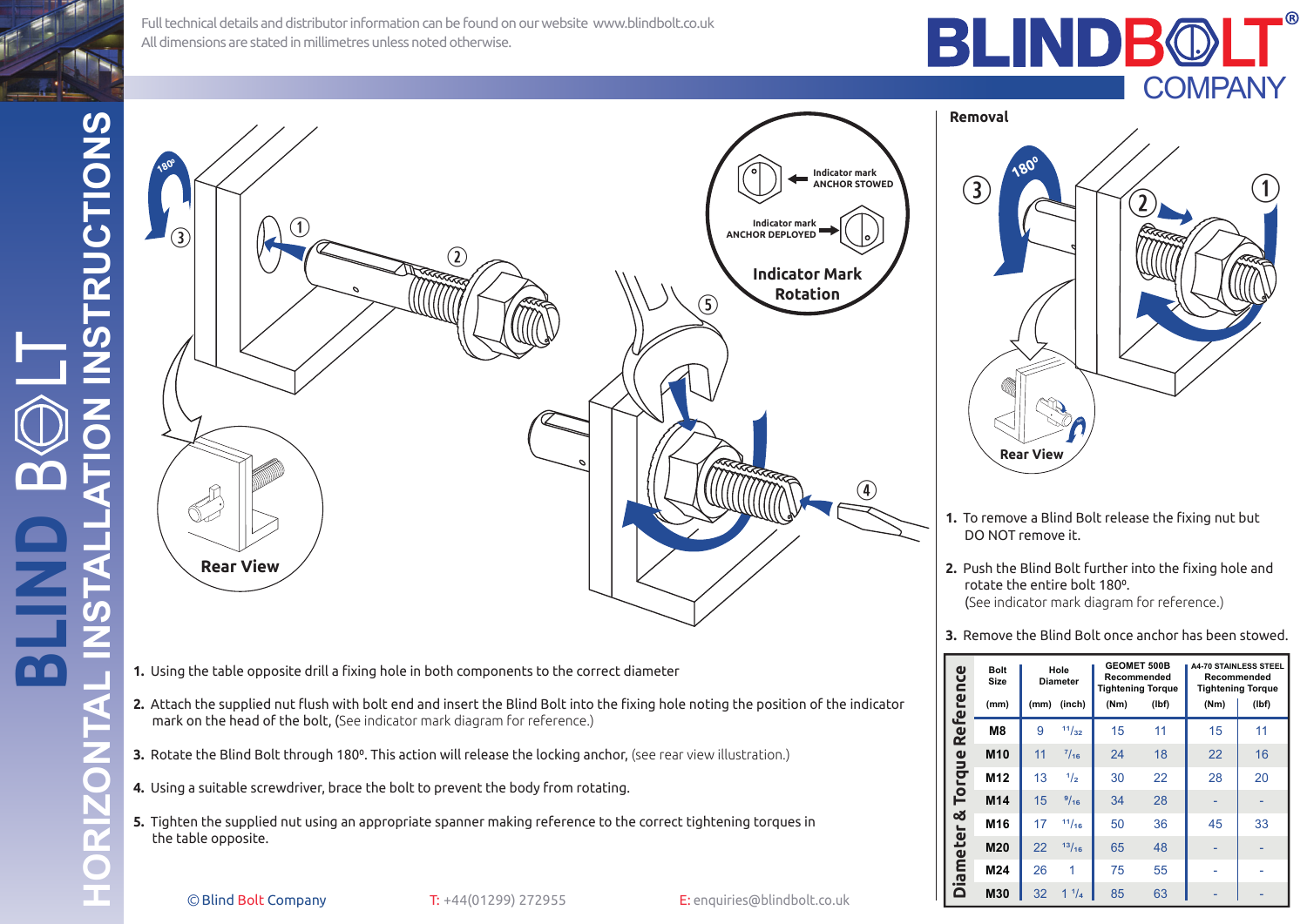Full technical details and distributor information can be found on our website www.blindbolt.co.uk
All dimensions are stated in millimetres unless noted otherwise.

# BLIND BOLT HORIZONTAL INSTALLATION INSTRUCTIONS

Indicator mark ANCHOR STOWED

Indicator mark ANCHOR DEPLOYED

Indicator Mark Rotation

180º

Rear View

1. Using the table opposite drill a fixing hole in both components to the correct diameter
2. Attach the supplied nut flush with bolt end and insert the Blind Bolt into the fixing hole noting the position of the indicator mark on the head of the bolt, (See indicator mark diagram for reference.)
3. Rotate the Blind Bolt through 180º. This action will release the locking anchor, (see rear view illustration.)
4. Using a suitable screwdriver, brace the bolt to prevent the body from rotating.
5. Tighten the supplied nut using an appropriate spanner making reference to the correct tightening torques in the table opposite.

## Removal

180º

Rear View

1. To remove a Blind Bolt release the fixing nut but DO NOT remove it.
2. Push the Blind Bolt further into the fixing hole and rotate the entire bolt 180º. (See indicator mark diagram for reference.)
3. Remove the Blind Bolt once anchor has been stowed.

### Diameter & Torque Reference

| Bolt Size | Hole Diameter | | GEOMET 500B Recommended Tightening Torque | | A4-70 STAINLESS STEEL Recommended Tightening Torque | |
|---|---|---|---|---|---|---|
| (mm) | (mm) | (inch) | (Nm) | (lbf) | (Nm) | (lbf) |
| M8 | 9 | 11/32 | 15 | 11 | 15 | 11 |
| M10 | 11 | 7/16 | 24 | 18 | 22 | 16 |
| M12 | 13 | 1/2 | 30 | 22 | 28 | 20 |
| M14 | 15 | 9/16 | 34 | 28 | - | - |
| M16 | 17 | 11/16 | 50 | 36 | 45 | 33 |
| M20 | 22 | 13/16 | 65 | 48 | - | - |
| M24 | 26 | 1 | 75 | 55 | - | - |
| M30 | 32 | 1 1/4 | 85 | 63 | - | - |

© Blind Bolt Company T: +44(01299) 272955 E: enquiries@blindbolt.co.uk